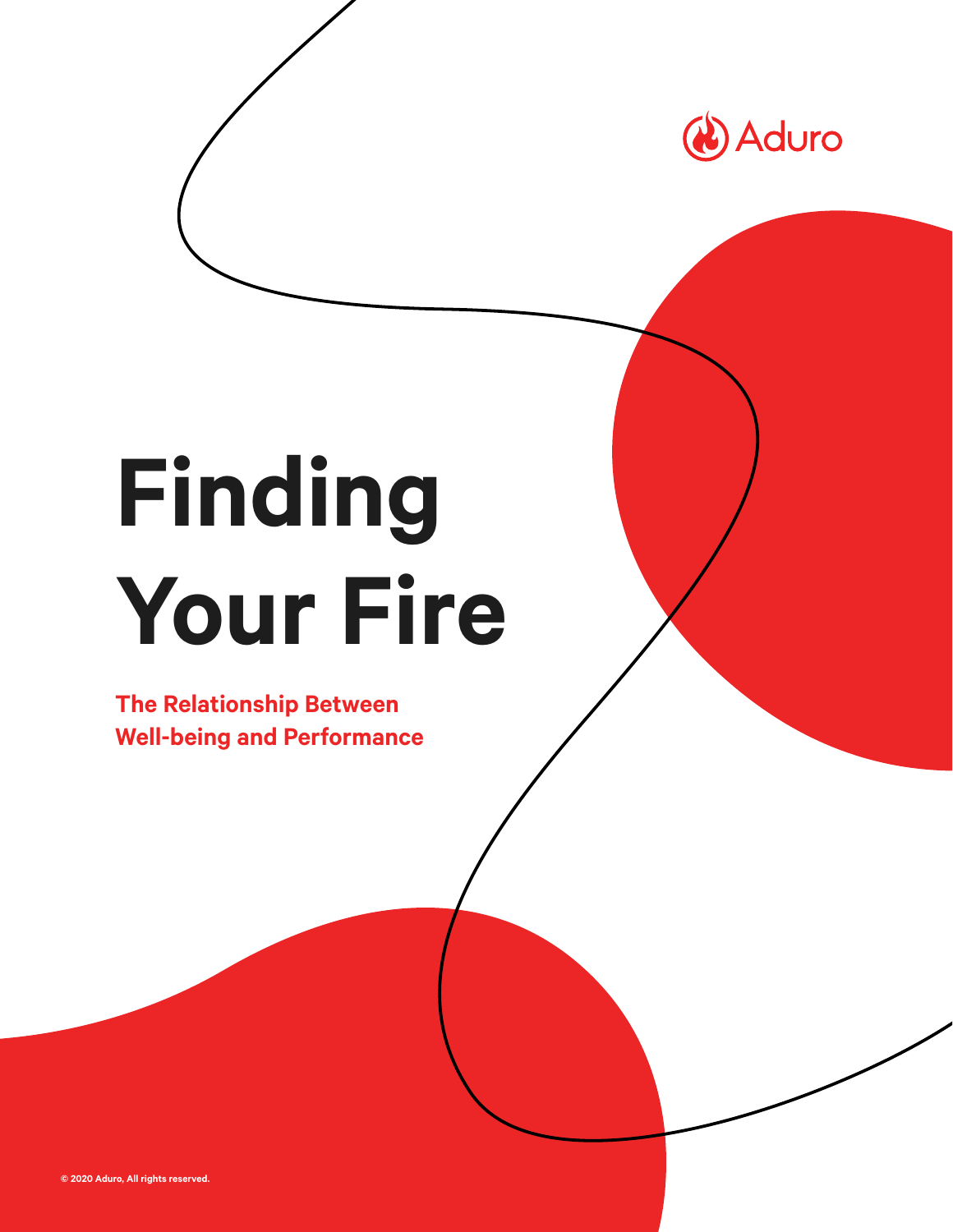Aduro

# Finding Your Fire

**The Relationship Between Well-being and Performance**

© 2020 Aduro, All rights reserved.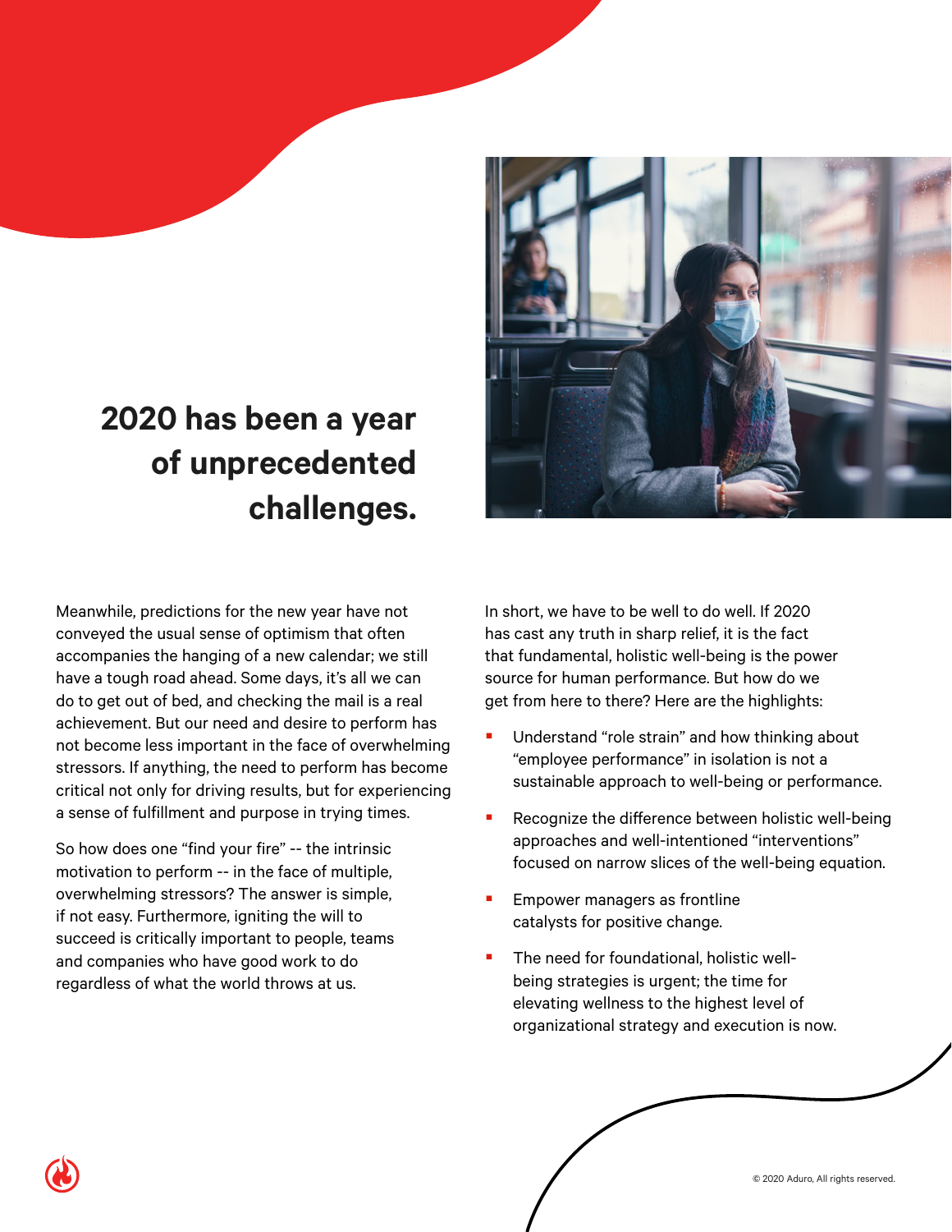# 2020 has been a year of unprecedented challenges.

Meanwhile, predictions for the new year have not conveyed the usual sense of optimism that often accompanies the hanging of a new calendar; we still have a tough road ahead. Some days, it's all we can do to get out of bed, and checking the mail is a real achievement. But our need and desire to perform has not become less important in the face of overwhelming stressors. If anything, the need to perform has become critical not only for driving results, but for experiencing a sense of fulfillment and purpose in trying times.

So how does one "find your fire" -- the intrinsic motivation to perform -- in the face of multiple, overwhelming stressors? The answer is simple, if not easy. Furthermore, igniting the will to succeed is critically important to people, teams and companies who have good work to do regardless of what the world throws at us.

In short, we have to be well to do well. If 2020 has cast any truth in sharp relief, it is the fact that fundamental, holistic well-being is the power source for human performance. But how do we get from here to there? Here are the highlights:

- Understand "role strain" and how thinking about "employee performance" in isolation is not a sustainable approach to well-being or performance.
- Recognize the difference between holistic well-being approaches and well-intentioned "interventions" focused on narrow slices of the well-being equation.
- Empower managers as frontline catalysts for positive change.
- The need for foundational, holistic well-being strategies is urgent; the time for elevating wellness to the highest level of organizational strategy and execution is now.

© 2020 Aduro, All rights reserved.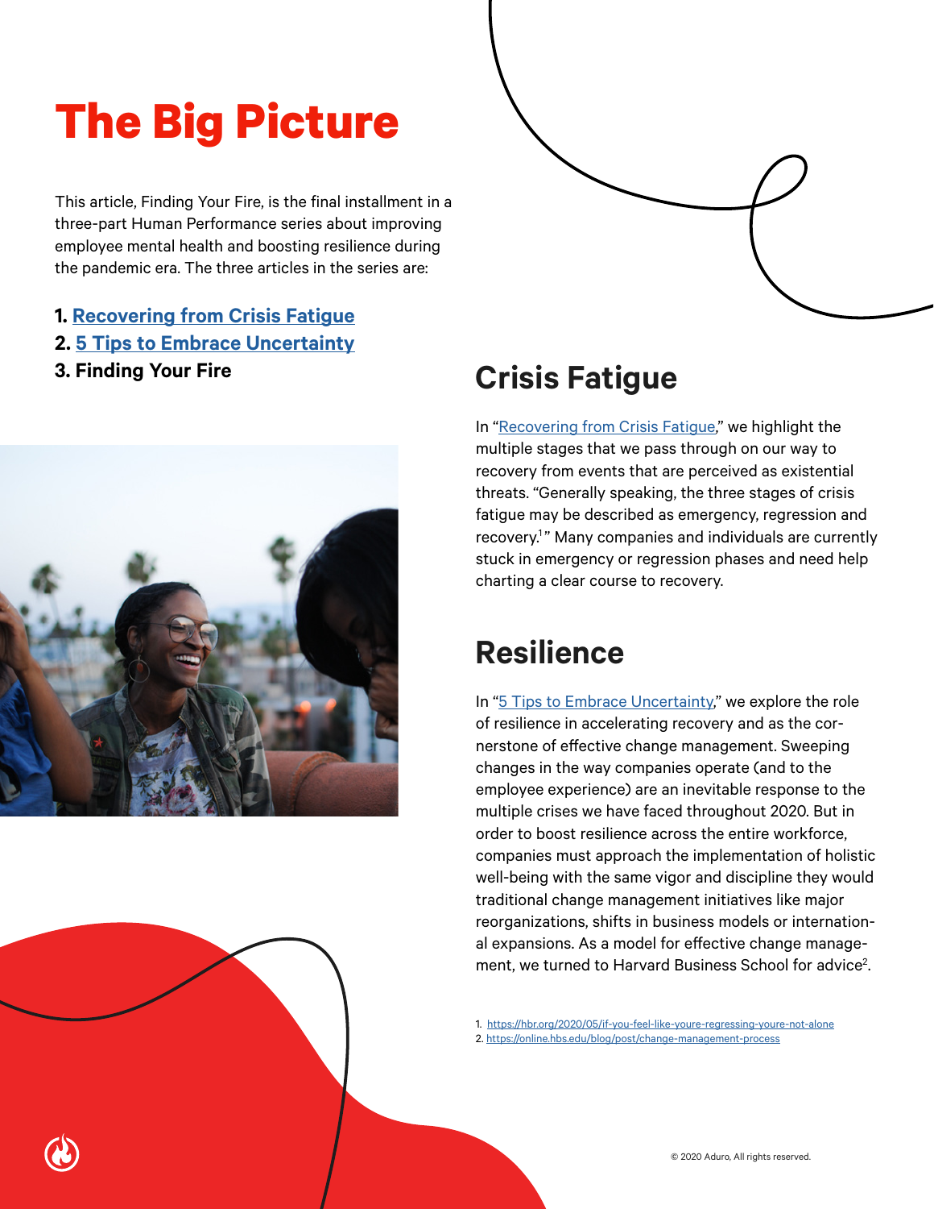# The Big Picture

This article, Finding Your Fire, is the final installment in a three-part Human Performance series about improving employee mental health and boosting resilience during the pandemic era. The three articles in the series are:

1. **Recovering from Crisis Fatigue**
2. **5 Tips to Embrace Uncertainty**
3. **Finding Your Fire**

## Crisis Fatigue

In "Recovering from Crisis Fatigue," we highlight the multiple stages that we pass through on our way to recovery from events that are perceived as existential threats. "Generally speaking, the three stages of crisis fatigue may be described as emergency, regression and recovery.[1]" Many companies and individuals are currently stuck in emergency or regression phases and need help charting a clear course to recovery.

## Resilience

In "5 Tips to Embrace Uncertainty," we explore the role of resilience in accelerating recovery and as the cornerstone of effective change management. Sweeping changes in the way companies operate (and to the employee experience) are an inevitable response to the multiple crises we have faced throughout 2020. But in order to boost resilience across the entire workforce, companies must approach the implementation of holistic well-being with the same vigor and discipline they would traditional change management initiatives like major reorganizations, shifts in business models or international expansions. As a model for effective change management, we turned to Harvard Business School for advice[2].

1. https://hbr.org/2020/05/if-you-feel-like-youre-regressing-youre-not-alone
2. https://online.hbs.edu/blog/post/change-management-process

© 2020 Aduro, All rights reserved.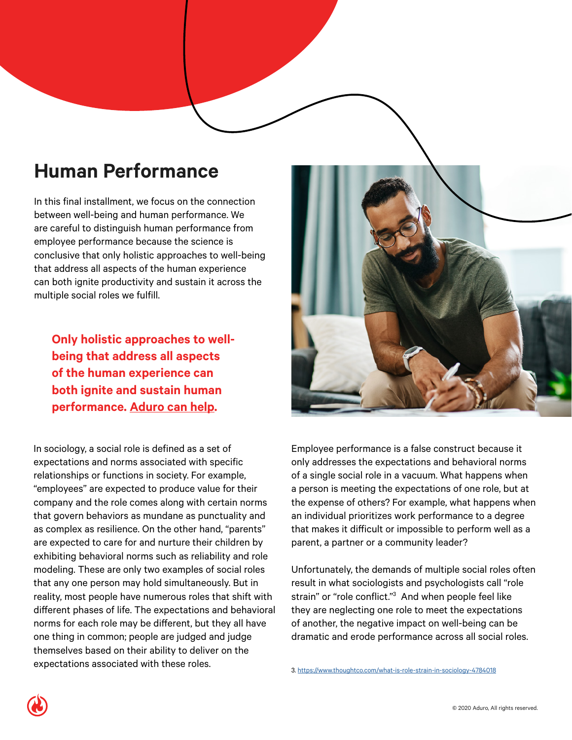# Human Performance

In this final installment, we focus on the connection between well-being and human performance. We are careful to distinguish human performance from employee performance because the science is conclusive that only holistic approaches to well-being that address all aspects of the human experience can both ignite productivity and sustain it across the multiple social roles we fulfill.

**Only holistic approaches to well-being that address all aspects of the human experience can both ignite and sustain human performance. Aduro can help.**

In sociology, a social role is defined as a set of expectations and norms associated with specific relationships or functions in society. For example, "employees" are expected to produce value for their company and the role comes along with certain norms that govern behaviors as mundane as punctuality and as complex as resilience. On the other hand, "parents" are expected to care for and nurture their children by exhibiting behavioral norms such as reliability and role modeling. These are only two examples of social roles that any one person may hold simultaneously. But in reality, most people have numerous roles that shift with different phases of life. The expectations and behavioral norms for each role may be different, but they all have one thing in common; people are judged and judge themselves based on their ability to deliver on the expectations associated with these roles.

Employee performance is a false construct because it only addresses the expectations and behavioral norms of a single social role in a vacuum. What happens when a person is meeting the expectations of one role, but at the expense of others? For example, what happens when an individual prioritizes work performance to a degree that makes it difficult or impossible to perform well as a parent, a partner or a community leader?

Unfortunately, the demands of multiple social roles often result in what sociologists and psychologists call "role strain" or "role conflict."[3] And when people feel like they are neglecting one role to meet the expectations of another, the negative impact on well-being can be dramatic and erode performance across all social roles.

3. https://www.thoughtco.com/what-is-role-strain-in-sociology-4784018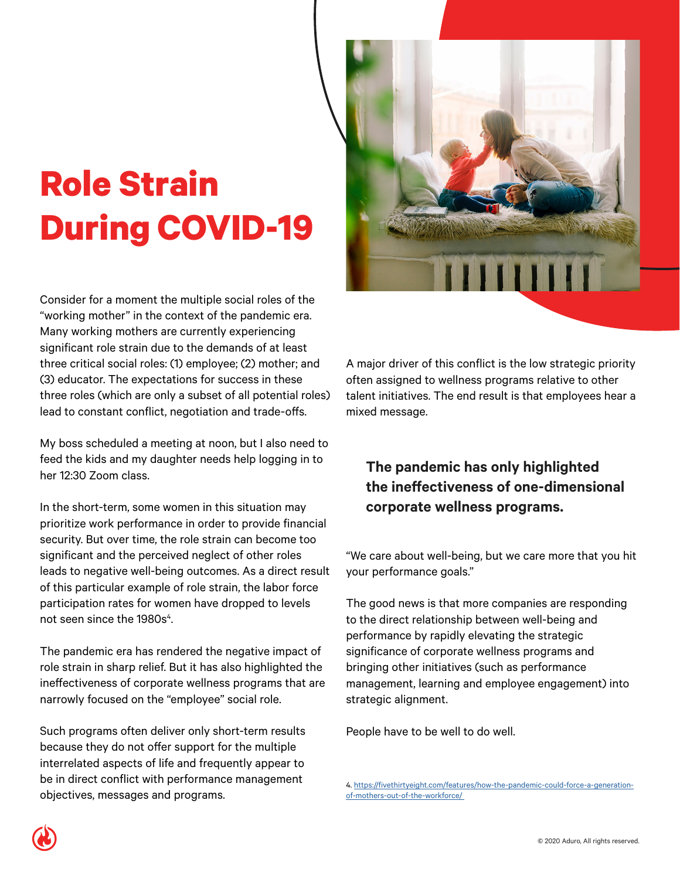# Role Strain During COVID-19

Consider for a moment the multiple social roles of the "working mother" in the context of the pandemic era. Many working mothers are currently experiencing significant role strain due to the demands of at least three critical social roles: (1) employee; (2) mother; and (3) educator. The expectations for success in these three roles (which are only a subset of all potential roles) lead to constant conflict, negotiation and trade-offs.

My boss scheduled a meeting at noon, but I also need to feed the kids and my daughter needs help logging in to her 12:30 Zoom class.

In the short-term, some women in this situation may prioritize work performance in order to provide financial security. But over time, the role strain can become too significant and the perceived neglect of other roles leads to negative well-being outcomes. As a direct result of this particular example of role strain, the labor force participation rates for women have dropped to levels not seen since the 1980s[4].

The pandemic era has rendered the negative impact of role strain in sharp relief. But it has also highlighted the ineffectiveness of corporate wellness programs that are narrowly focused on the "employee" social role.

Such programs often deliver only short-term results because they do not offer support for the multiple interrelated aspects of life and frequently appear to be in direct conflict with performance management objectives, messages and programs.

A major driver of this conflict is the low strategic priority often assigned to wellness programs relative to other talent initiatives. The end result is that employees hear a mixed message.

**The pandemic has only highlighted the ineffectiveness of one-dimensional corporate wellness programs.**

"We care about well-being, but we care more that you hit your performance goals."

The good news is that more companies are responding to the direct relationship between well-being and performance by rapidly elevating the strategic significance of corporate wellness programs and bringing other initiatives (such as performance management, learning and employee engagement) into strategic alignment.

People have to be well to do well.

4. https://fivethirtyeight.com/features/how-the-pandemic-could-force-a-generation-of-mothers-out-of-the-workforce/

© 2020 Aduro, All rights reserved.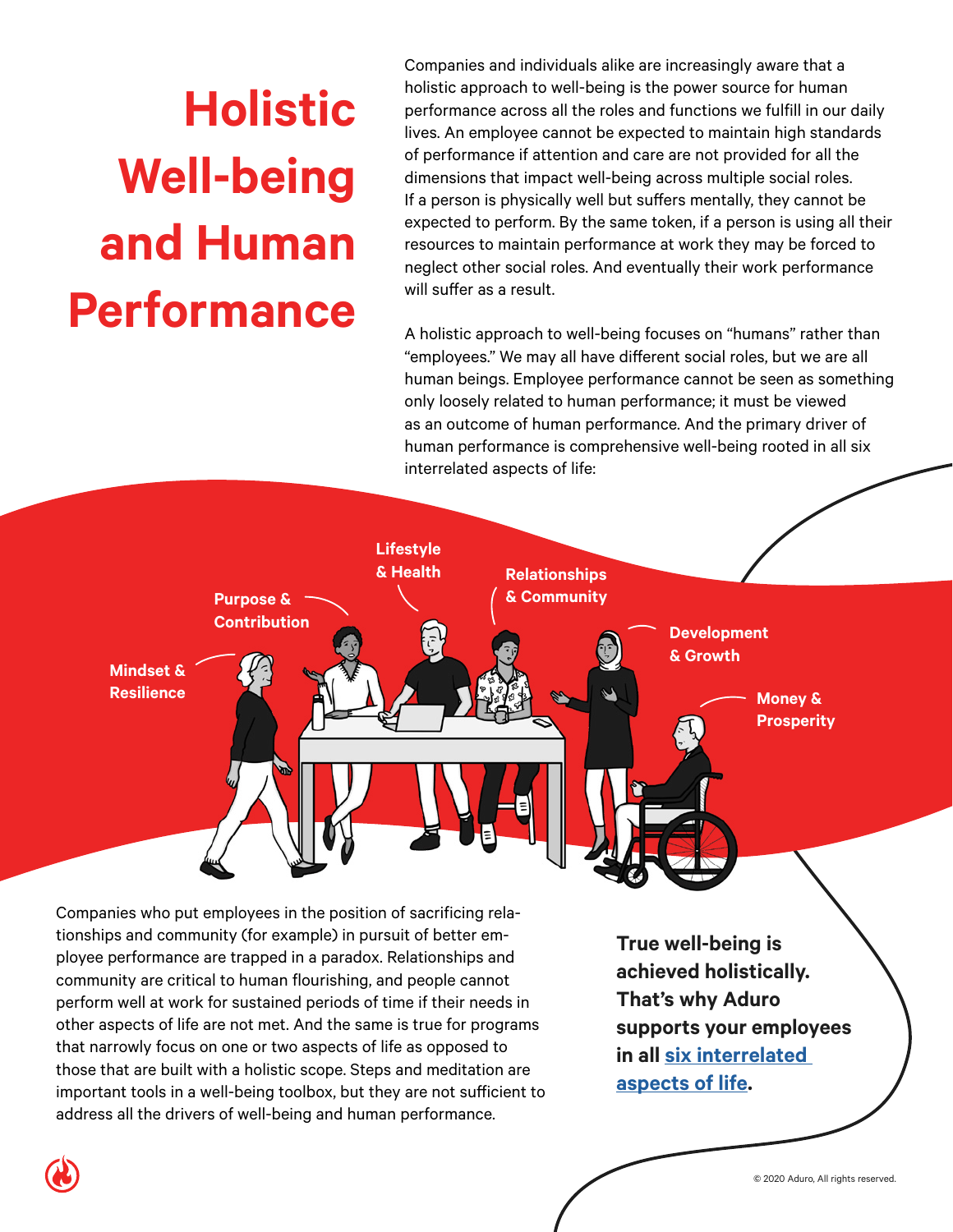# Holistic Well-being and Human Performance

Companies and individuals alike are increasingly aware that a holistic approach to well-being is the power source for human performance across all the roles and functions we fulfill in our daily lives. An employee cannot be expected to maintain high standards of performance if attention and care are not provided for all the dimensions that impact well-being across multiple social roles. If a person is physically well but suffers mentally, they cannot be expected to perform. By the same token, if a person is using all their resources to maintain performance at work they may be forced to neglect other social roles. And eventually their work performance will suffer as a result.

A holistic approach to well-being focuses on "humans" rather than "employees." We may all have different social roles, but we are all human beings. Employee performance cannot be seen as something only loosely related to human performance; it must be viewed as an outcome of human performance. And the primary driver of human performance is comprehensive well-being rooted in all six interrelated aspects of life:

Mindset & Resilience

Purpose & Contribution

Lifestyle & Health

Relationships & Community

Development & Growth

Money & Prosperity

Companies who put employees in the position of sacrificing relationships and community (for example) in pursuit of better employee performance are trapped in a paradox. Relationships and community are critical to human flourishing, and people cannot perform well at work for sustained periods of time if their needs in other aspects of life are not met. And the same is true for programs that narrowly focus on one or two aspects of life as opposed to those that are built with a holistic scope. Steps and meditation are important tools in a well-being toolbox, but they are not sufficient to address all the drivers of well-being and human performance.

**True well-being is achieved holistically. That's why Aduro supports your employees in all [six interrelated aspects of life](#).**

© 2020 Aduro, All rights reserved.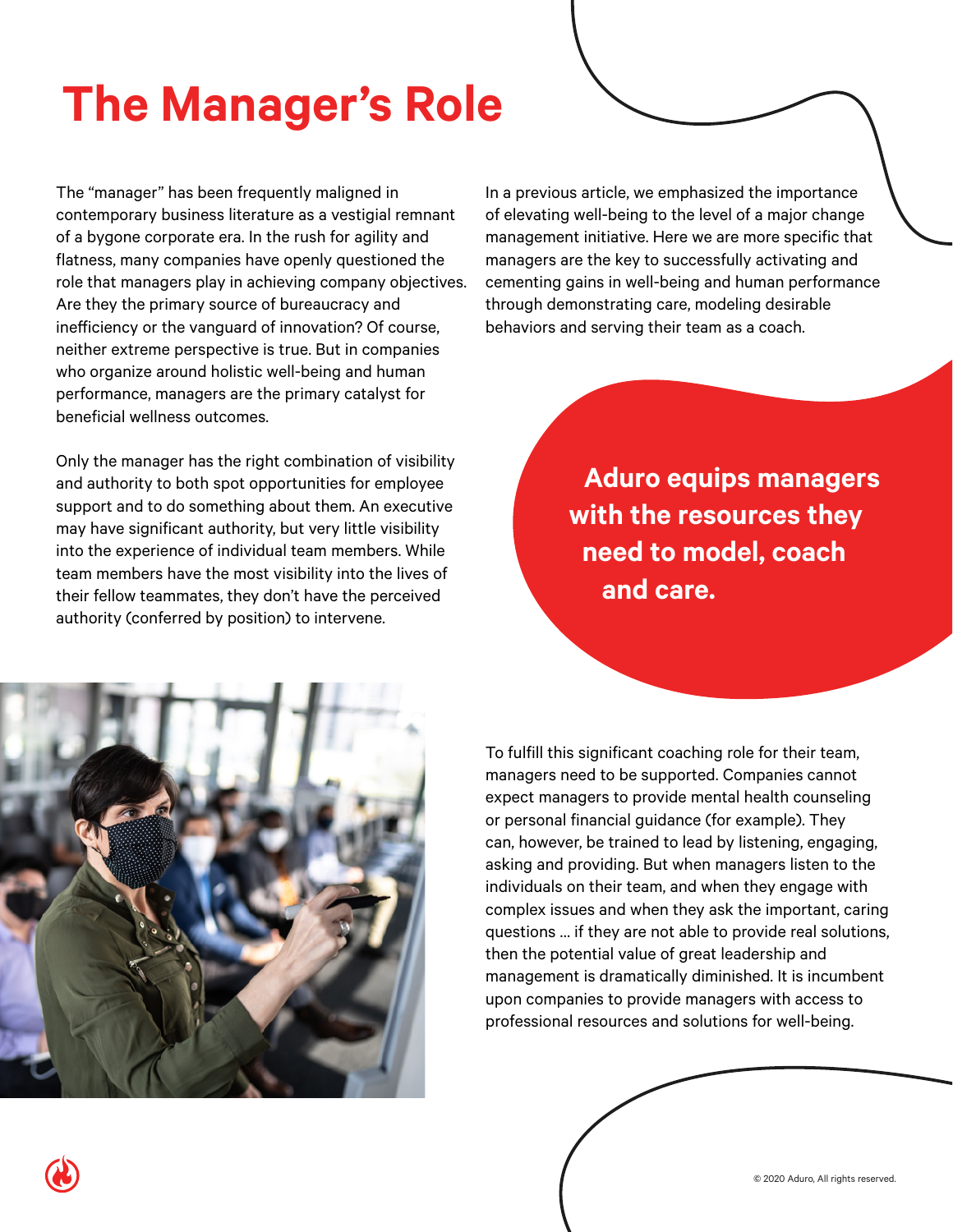# The Manager's Role

The "manager" has been frequently maligned in contemporary business literature as a vestigial remnant of a bygone corporate era. In the rush for agility and flatness, many companies have openly questioned the role that managers play in achieving company objectives. Are they the primary source of bureaucracy and inefficiency or the vanguard of innovation? Of course, neither extreme perspective is true. But in companies who organize around holistic well-being and human performance, managers are the primary catalyst for beneficial wellness outcomes.

Only the manager has the right combination of visibility and authority to both spot opportunities for employee support and to do something about them. An executive may have significant authority, but very little visibility into the experience of individual team members. While team members have the most visibility into the lives of their fellow teammates, they don't have the perceived authority (conferred by position) to intervene.

In a previous article, we emphasized the importance of elevating well-being to the level of a major change management initiative. Here we are more specific that managers are the key to successfully activating and cementing gains in well-being and human performance through demonstrating care, modeling desirable behaviors and serving their team as a coach.

**Aduro equips managers with the resources they need to model, coach and care.**

To fulfill this significant coaching role for their team, managers need to be supported. Companies cannot expect managers to provide mental health counseling or personal financial guidance (for example). They can, however, be trained to lead by listening, engaging, asking and providing. But when managers listen to the individuals on their team, and when they engage with complex issues and when they ask the important, caring questions ... if they are not able to provide real solutions, then the potential value of great leadership and management is dramatically diminished. It is incumbent upon companies to provide managers with access to professional resources and solutions for well-being.

© 2020 Aduro, All rights reserved.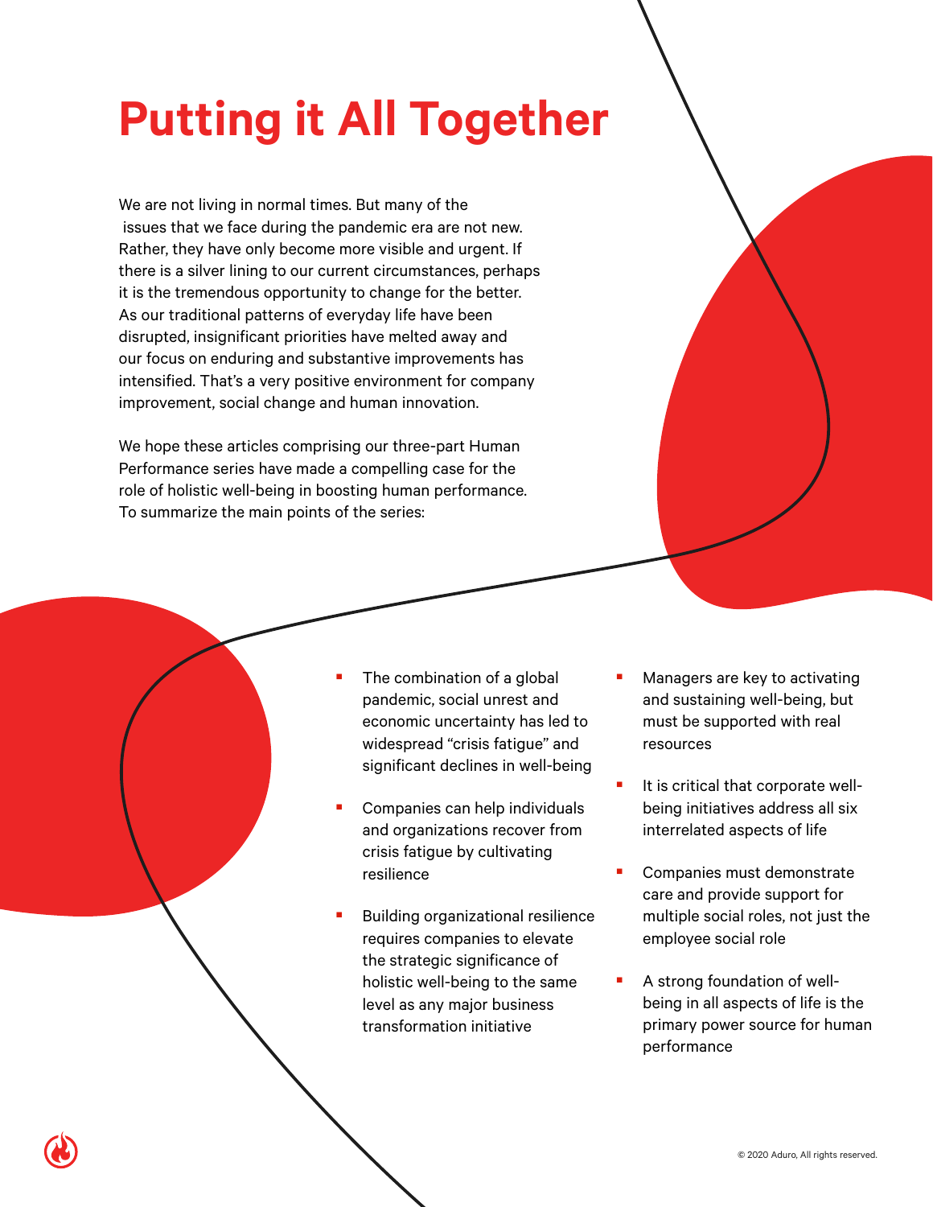# Putting it All Together

We are not living in normal times. But many of the issues that we face during the pandemic era are not new. Rather, they have only become more visible and urgent. If there is a silver lining to our current circumstances, perhaps it is the tremendous opportunity to change for the better. As our traditional patterns of everyday life have been disrupted, insignificant priorities have melted away and our focus on enduring and substantive improvements has intensified. That's a very positive environment for company improvement, social change and human innovation.

We hope these articles comprising our three-part Human Performance series have made a compelling case for the role of holistic well-being in boosting human performance. To summarize the main points of the series:

- The combination of a global pandemic, social unrest and economic uncertainty has led to widespread "crisis fatigue" and significant declines in well-being
- Companies can help individuals and organizations recover from crisis fatigue by cultivating resilience
- Building organizational resilience requires companies to elevate the strategic significance of holistic well-being to the same level as any major business transformation initiative
- Managers are key to activating and sustaining well-being, but must be supported with real resources
- It is critical that corporate well-being initiatives address all six interrelated aspects of life
- Companies must demonstrate care and provide support for multiple social roles, not just the employee social role
- A strong foundation of well-being in all aspects of life is the primary power source for human performance

© 2020 Aduro, All rights reserved.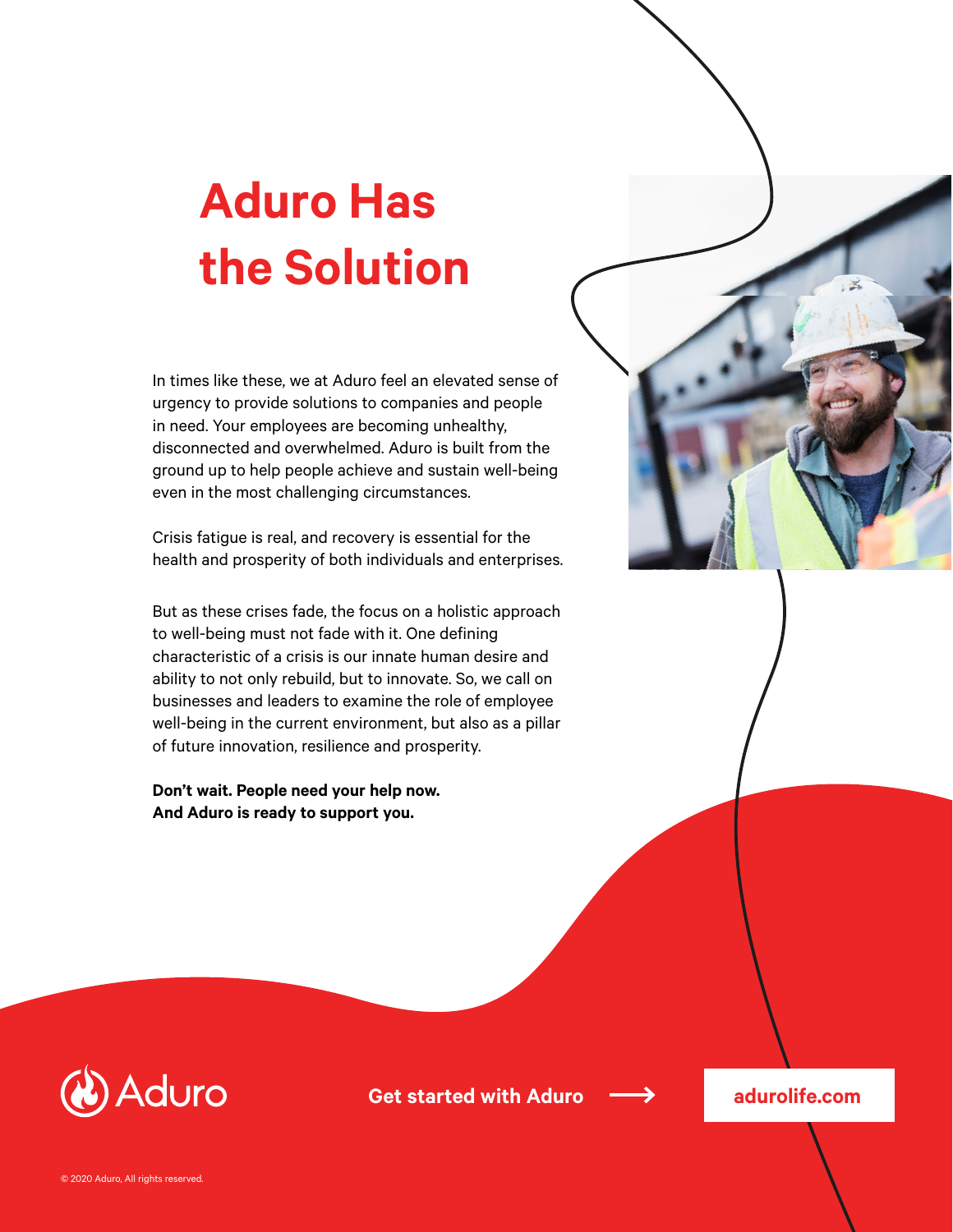# Aduro Has the Solution

In times like these, we at Aduro feel an elevated sense of urgency to provide solutions to companies and people in need. Your employees are becoming unhealthy, disconnected and overwhelmed. Aduro is built from the ground up to help people achieve and sustain well-being even in the most challenging circumstances.

Crisis fatigue is real, and recovery is essential for the health and prosperity of both individuals and enterprises.

But as these crises fade, the focus on a holistic approach to well-being must not fade with it. One defining characteristic of a crisis is our innate human desire and ability to not only rebuild, but to innovate. So, we call on businesses and leaders to examine the role of employee well-being in the current environment, but also as a pillar of future innovation, resilience and prosperity.

**Don't wait. People need your help now.**
**And Aduro is ready to support you.**

Aduro

**Get started with Aduro** →

**adurolife.com**

© 2020 Aduro, All rights reserved.